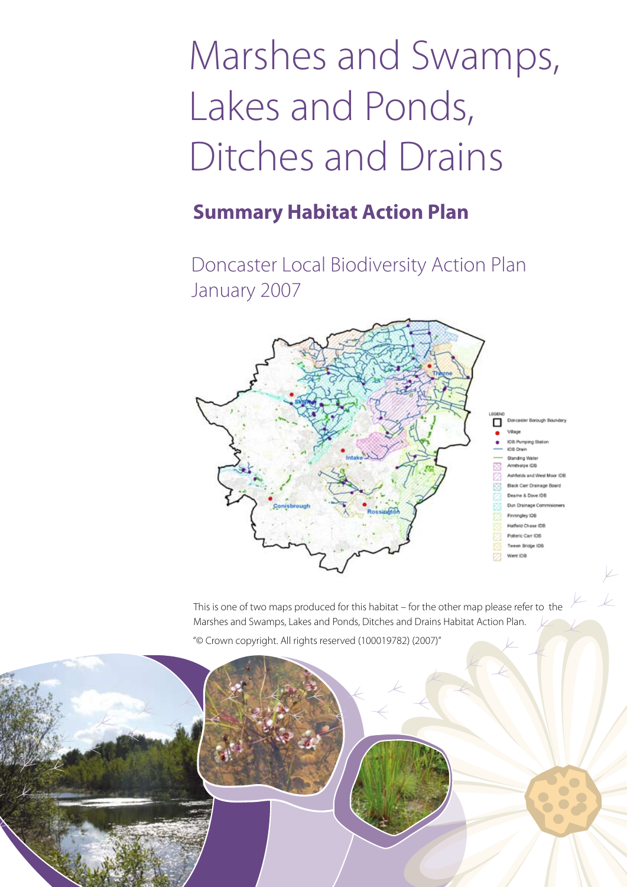# Marshes and Swamps, Lakes and Ponds, Ditches and Drains

## Summary Habitat Action Plan

Doncaster Local Biodiversity Action Plan
January 2007

This is one of two maps produced for this habitat – for the other map please refer to the Marshes and Swamps, Lakes and Ponds, Ditches and Drains Habitat Action Plan.

"© Crown copyright. All rights reserved (100019782) (2007)"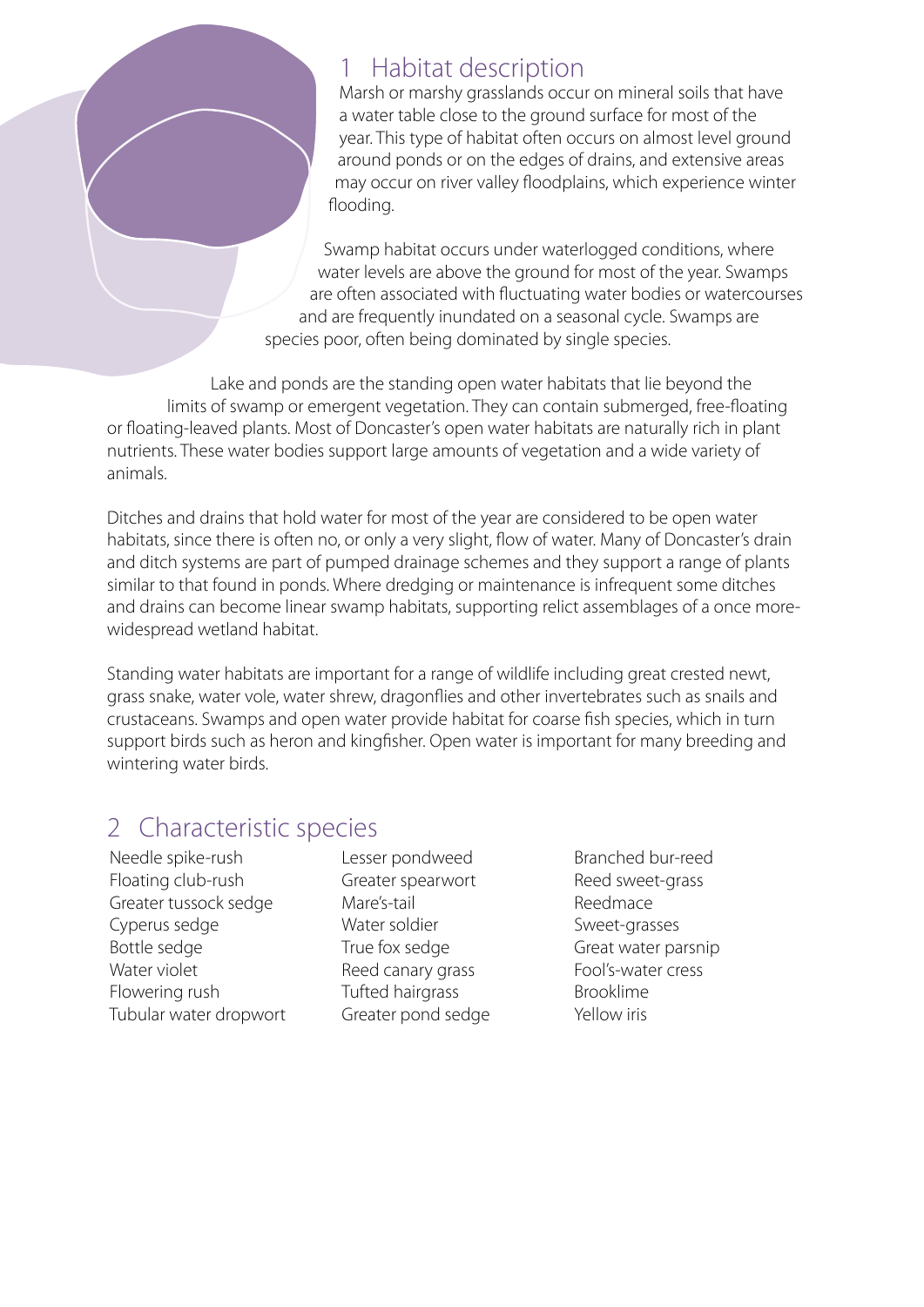## 1 Habitat description

Marsh or marshy grasslands occur on mineral soils that have a water table close to the ground surface for most of the year. This type of habitat often occurs on almost level ground around ponds or on the edges of drains, and extensive areas may occur on river valley floodplains, which experience winter flooding.

Swamp habitat occurs under waterlogged conditions, where water levels are above the ground for most of the year. Swamps are often associated with fluctuating water bodies or watercourses and are frequently inundated on a seasonal cycle. Swamps are species poor, often being dominated by single species.

Lake and ponds are the standing open water habitats that lie beyond the limits of swamp or emergent vegetation. They can contain submerged, free-floating or floating-leaved plants. Most of Doncaster's open water habitats are naturally rich in plant nutrients. These water bodies support large amounts of vegetation and a wide variety of animals.

Ditches and drains that hold water for most of the year are considered to be open water habitats, since there is often no, or only a very slight, flow of water. Many of Doncaster's drain and ditch systems are part of pumped drainage schemes and they support a range of plants similar to that found in ponds. Where dredging or maintenance is infrequent some ditches and drains can become linear swamp habitats, supporting relict assemblages of a once more-widespread wetland habitat.

Standing water habitats are important for a range of wildlife including great crested newt, grass snake, water vole, water shrew, dragonflies and other invertebrates such as snails and crustaceans. Swamps and open water provide habitat for coarse fish species, which in turn support birds such as heron and kingfisher. Open water is important for many breeding and wintering water birds.

## 2 Characteristic species

- Needle spike-rush
- Floating club-rush
- Greater tussock sedge
- Cyperus sedge
- Bottle sedge
- Water violet
- Flowering rush
- Tubular water dropwort
- Lesser pondweed
- Greater spearwort
- Mare's-tail
- Water soldier
- True fox sedge
- Reed canary grass
- Tufted hairgrass
- Greater pond sedge
- Branched bur-reed
- Reed sweet-grass
- Reedmace
- Sweet-grasses
- Great water parsnip
- Fool's-water cress
- Brooklime
- Yellow iris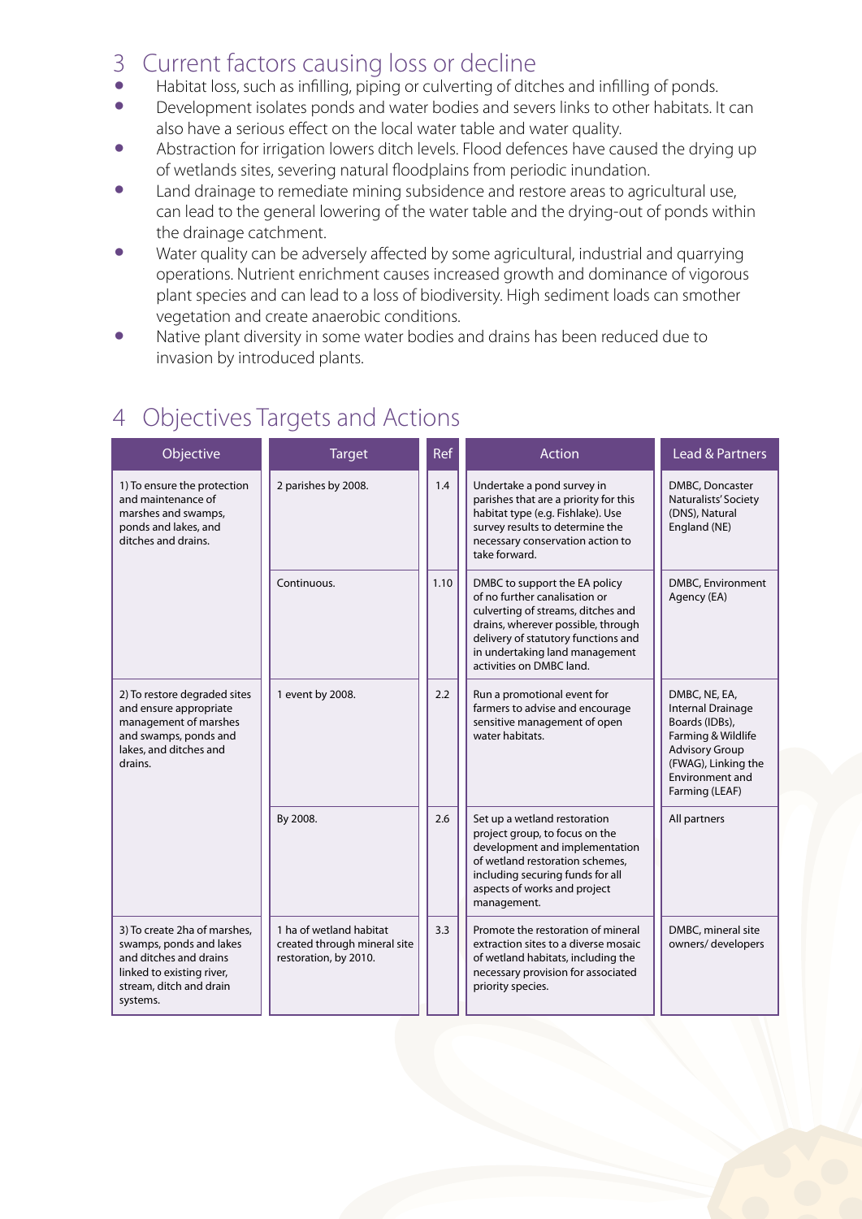## 3 Current factors causing loss or decline

- Habitat loss, such as infilling, piping or culverting of ditches and infilling of ponds.
- Development isolates ponds and water bodies and severs links to other habitats. It can also have a serious effect on the local water table and water quality.
- Abstraction for irrigation lowers ditch levels. Flood defences have caused the drying up of wetlands sites, severing natural floodplains from periodic inundation.
- Land drainage to remediate mining subsidence and restore areas to agricultural use, can lead to the general lowering of the water table and the drying-out of ponds within the drainage catchment.
- Water quality can be adversely affected by some agricultural, industrial and quarrying operations. Nutrient enrichment causes increased growth and dominance of vigorous plant species and can lead to a loss of biodiversity. High sediment loads can smother vegetation and create anaerobic conditions.
- Native plant diversity in some water bodies and drains has been reduced due to invasion by introduced plants.

## 4 Objectives Targets and Actions

| Objective | Target | Ref | Action | Lead & Partners |
|---|---|---|---|---|
| 1) To ensure the protection and maintenance of marshes and swamps, ponds and lakes, and ditches and drains. | 2 parishes by 2008. | 1.4 | Undertake a pond survey in parishes that are a priority for this habitat type (e.g. Fishlake). Use survey results to determine the necessary conservation action to take forward. | DMBC, Doncaster Naturalists' Society (DNS), Natural England (NE) |
| | Continuous. | 1.10 | DMBC to support the EA policy of no further canalisation or culverting of streams, ditches and drains, wherever possible, through delivery of statutory functions and in undertaking land management activities on DMBC land. | DMBC, Environment Agency (EA) |
| 2) To restore degraded sites and ensure appropriate management of marshes and swamps, ponds and lakes, and ditches and drains. | 1 event by 2008. | 2.2 | Run a promotional event for farmers to advise and encourage sensitive management of open water habitats. | DMBC, NE, EA, Internal Drainage Boards (IDBs), Farming & Wildlife Advisory Group (FWAG), Linking the Environment and Farming (LEAF) |
| | By 2008. | 2.6 | Set up a wetland restoration project group, to focus on the development and implementation of wetland restoration schemes, including securing funds for all aspects of works and project management. | All partners |
| 3) To create 2ha of marshes, swamps, ponds and lakes and ditches and drains linked to existing river, stream, ditch and drain systems. | 1 ha of wetland habitat created through mineral site restoration, by 2010. | 3.3 | Promote the restoration of mineral extraction sites to a diverse mosaic of wetland habitats, including the necessary provision for associated priority species. | DMBC, mineral site owners/ developers |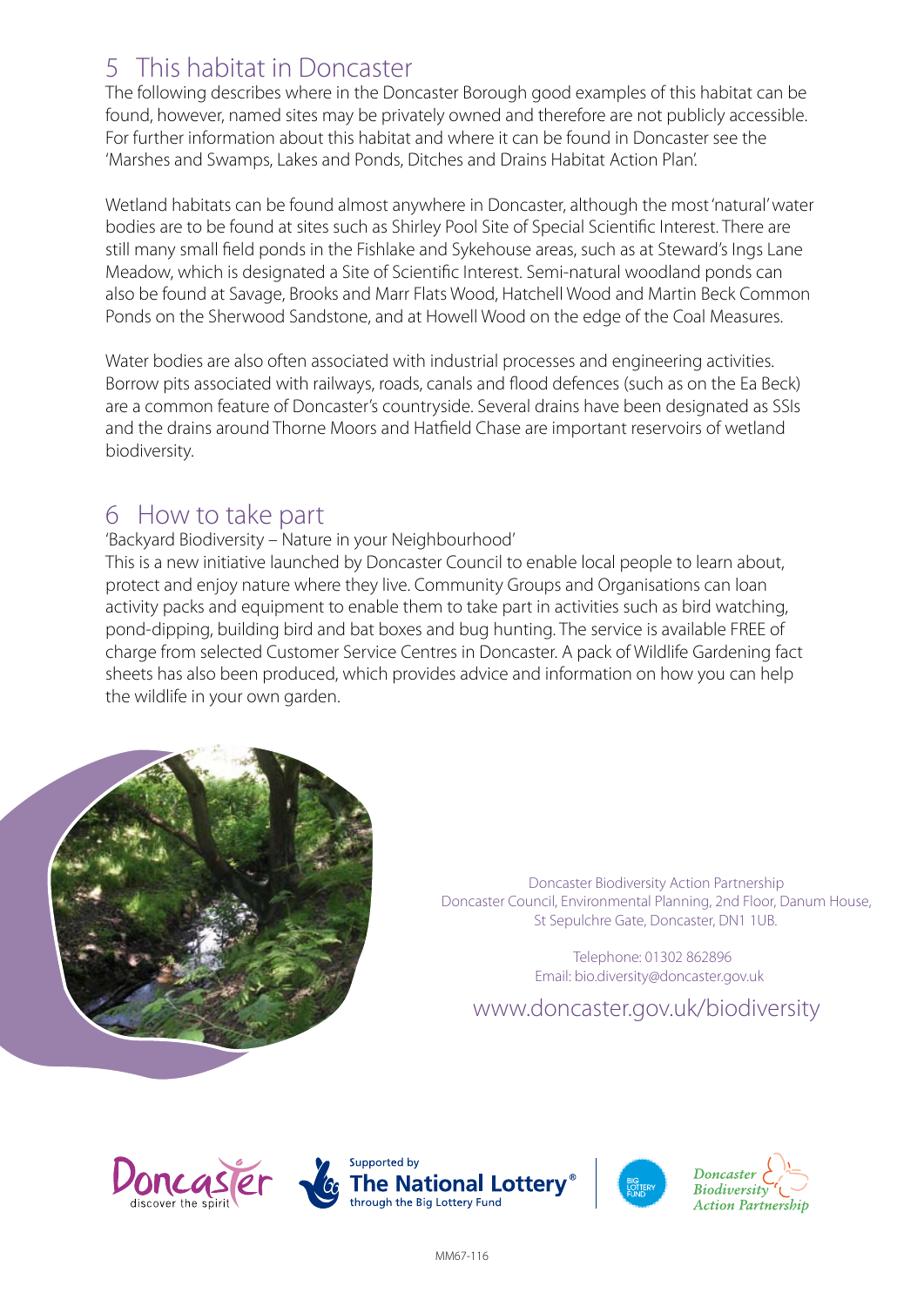## 5 This habitat in Doncaster

The following describes where in the Doncaster Borough good examples of this habitat can be found, however, named sites may be privately owned and therefore are not publicly accessible. For further information about this habitat and where it can be found in Doncaster see the 'Marshes and Swamps, Lakes and Ponds, Ditches and Drains Habitat Action Plan'.

Wetland habitats can be found almost anywhere in Doncaster, although the most 'natural' water bodies are to be found at sites such as Shirley Pool Site of Special Scientific Interest. There are still many small field ponds in the Fishlake and Sykehouse areas, such as at Steward's Ings Lane Meadow, which is designated a Site of Scientific Interest. Semi-natural woodland ponds can also be found at Savage, Brooks and Marr Flats Wood, Hatchell Wood and Martin Beck Common Ponds on the Sherwood Sandstone, and at Howell Wood on the edge of the Coal Measures.

Water bodies are also often associated with industrial processes and engineering activities. Borrow pits associated with railways, roads, canals and flood defences (such as on the Ea Beck) are a common feature of Doncaster's countryside. Several drains have been designated as SSIs and the drains around Thorne Moors and Hatfield Chase are important reservoirs of wetland biodiversity.

## 6 How to take part

'Backyard Biodiversity – Nature in your Neighbourhood'

This is a new initiative launched by Doncaster Council to enable local people to learn about, protect and enjoy nature where they live. Community Groups and Organisations can loan activity packs and equipment to enable them to take part in activities such as bird watching, pond-dipping, building bird and bat boxes and bug hunting. The service is available FREE of charge from selected Customer Service Centres in Doncaster. A pack of Wildlife Gardening fact sheets has also been produced, which provides advice and information on how you can help the wildlife in your own garden.

Doncaster Biodiversity Action Partnership
Doncaster Council, Environmental Planning, 2nd Floor, Danum House, St Sepulchre Gate, Doncaster, DN1 1UB.

Telephone: 01302 862896
Email: bio.diversity@doncaster.gov.uk

www.doncaster.gov.uk/biodiversity

Doncaster discover the spirit

Supported by The National Lottery® through the Big Lottery Fund

BIG LOTTERY FUND

Doncaster Biodiversity Action Partnership

MM67-116